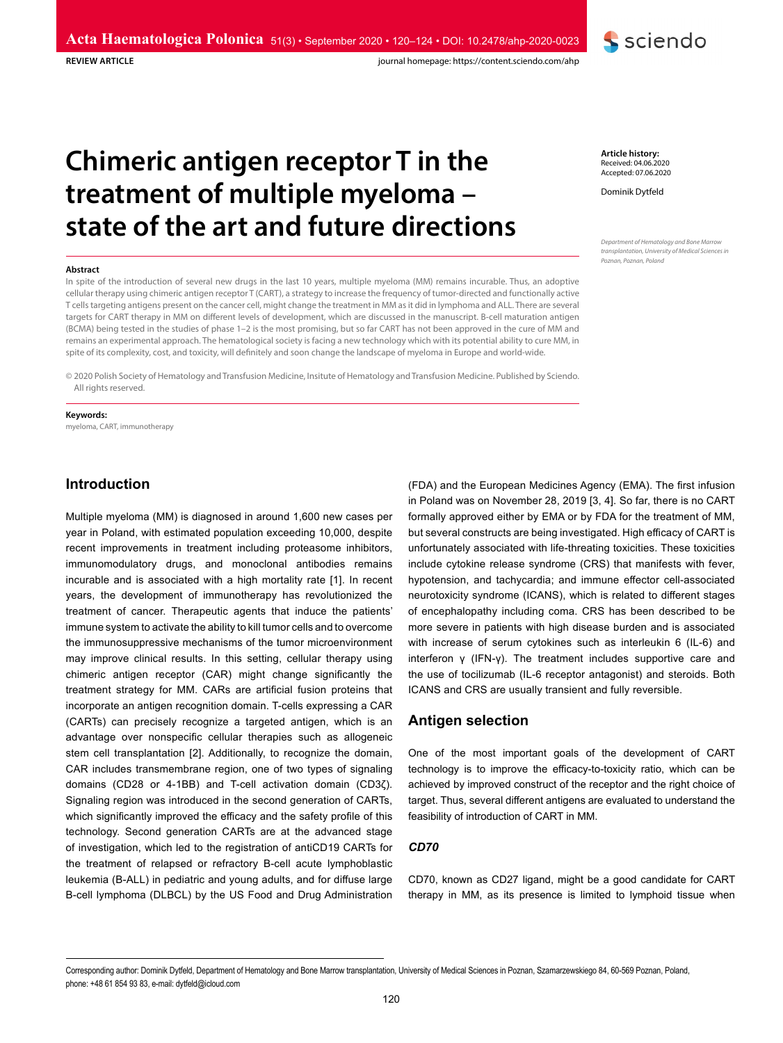REVIEW ARTICLE

# Chimeric antigen receptor T in the treatment of multiple myeloma – state of the art and future directions

**Article history:**
Received: 04.06.2020
Accepted: 07.06.2020

Dominik Dytfeld

*Department of Hematology and Bone Marrow transplantation, University of Medical Sciences in Poznan, Poznan, Poland*

**Abstract**

In spite of the introduction of several new drugs in the last 10 years, multiple myeloma (MM) remains incurable. Thus, an adoptive cellular therapy using chimeric antigen receptor T (CART), a strategy to increase the frequency of tumor-directed and functionally active T cells targeting antigens present on the cancer cell, might change the treatment in MM as it did in lymphoma and ALL. There are several targets for CART therapy in MM on different levels of development, which are discussed in the manuscript. B-cell maturation antigen (BCMA) being tested in the studies of phase 1–2 is the most promising, but so far CART has not been approved in the cure of MM and remains an experimental approach. The hematological society is facing a new technology which with its potential ability to cure MM, in spite of its complexity, cost, and toxicity, will definitely and soon change the landscape of myeloma in Europe and world-wide.

© 2020 Polish Society of Hematology and Transfusion Medicine, Insitute of Hematology and Transfusion Medicine. Published by Sciendo. All rights reserved.

**Keywords:**
myeloma, CART, immunotherapy

## Introduction

Multiple myeloma (MM) is diagnosed in around 1,600 new cases per year in Poland, with estimated population exceeding 10,000, despite recent improvements in treatment including proteasome inhibitors, immunomodulatory drugs, and monoclonal antibodies remains incurable and is associated with a high mortality rate [1]. In recent years, the development of immunotherapy has revolutionized the treatment of cancer. Therapeutic agents that induce the patients' immune system to activate the ability to kill tumor cells and to overcome the immunosuppressive mechanisms of the tumor microenvironment may improve clinical results. In this setting, cellular therapy using chimeric antigen receptor (CAR) might change significantly the treatment strategy for MM. CARs are artificial fusion proteins that incorporate an antigen recognition domain. T-cells expressing a CAR (CARTs) can precisely recognize a targeted antigen, which is an advantage over nonspecific cellular therapies such as allogeneic stem cell transplantation [2]. Additionally, to recognize the domain, CAR includes transmembrane region, one of two types of signaling domains (CD28 or 4-1BB) and T-cell activation domain (CD3ζ). Signaling region was introduced in the second generation of CARTs, which significantly improved the efficacy and the safety profile of this technology. Second generation CARTs are at the advanced stage of investigation, which led to the registration of antiCD19 CARTs for the treatment of relapsed or refractory B-cell acute lymphoblastic leukemia (B-ALL) in pediatric and young adults, and for diffuse large B-cell lymphoma (DLBCL) by the US Food and Drug Administration (FDA) and the European Medicines Agency (EMA). The first infusion in Poland was on November 28, 2019 [3, 4]. So far, there is no CART formally approved either by EMA or by FDA for the treatment of MM, but several constructs are being investigated. High efficacy of CART is unfortunately associated with life-threating toxicities. These toxicities include cytokine release syndrome (CRS) that manifests with fever, hypotension, and tachycardia; and immune effector cell-associated neurotoxicity syndrome (ICANS), which is related to different stages of encephalopathy including coma. CRS has been described to be more severe in patients with high disease burden and is associated with increase of serum cytokines such as interleukin 6 (IL-6) and interferon γ (IFN-γ). The treatment includes supportive care and the use of tocilizumab (IL-6 receptor antagonist) and steroids. Both ICANS and CRS are usually transient and fully reversible.

## Antigen selection

One of the most important goals of the development of CART technology is to improve the efficacy-to-toxicity ratio, which can be achieved by improved construct of the receptor and the right choice of target. Thus, several different antigens are evaluated to understand the feasibility of introduction of CART in MM.

### *CD70*

CD70, known as CD27 ligand, might be a good candidate for CART therapy in MM, as its presence is limited to lymphoid tissue when

Corresponding author: Dominik Dytfeld, Department of Hematology and Bone Marrow transplantation, University of Medical Sciences in Poznan, Szamarzewskiego 84, 60-569 Poznan, Poland, phone: +48 61 854 93 83, e-mail: dytfeld@icloud.com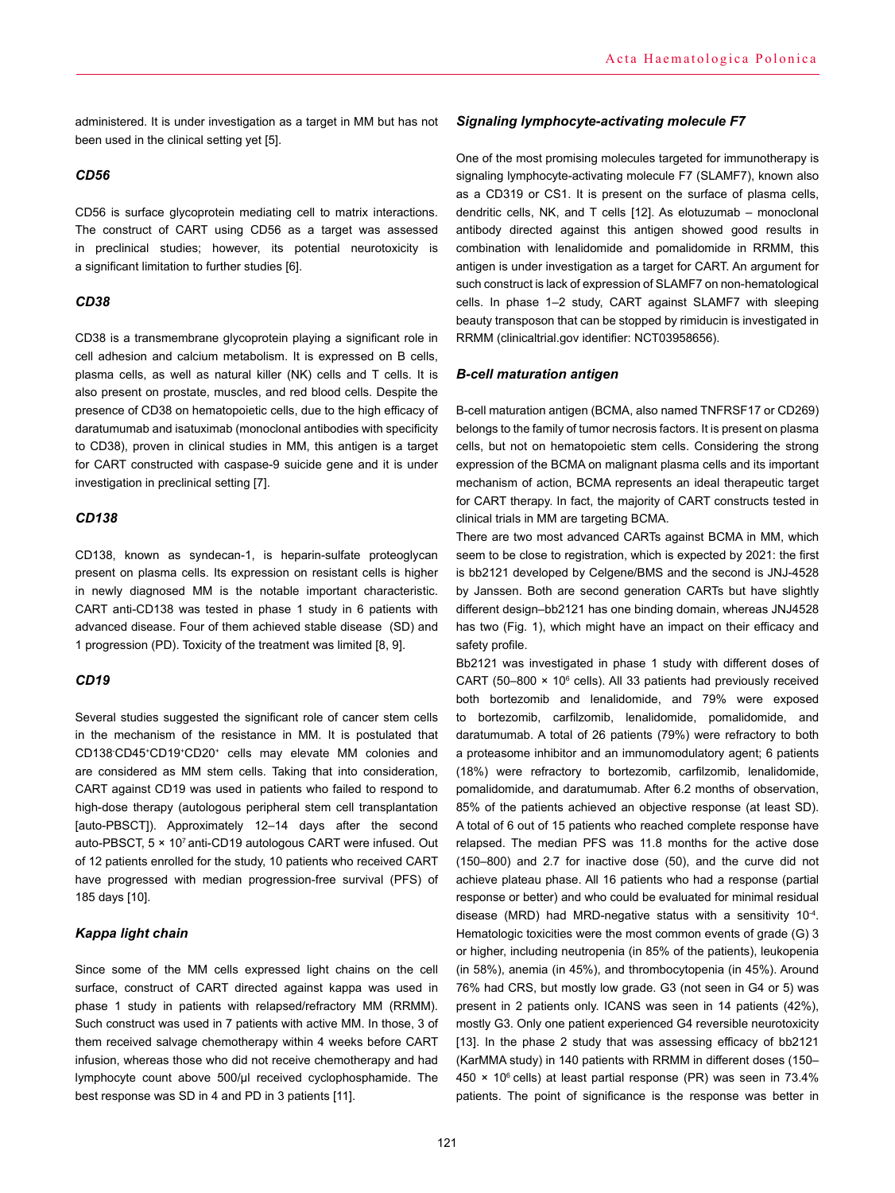administered. It is under investigation as a target in MM but has not been used in the clinical setting yet [5].

### *CD56*

CD56 is surface glycoprotein mediating cell to matrix interactions. The construct of CART using CD56 as a target was assessed in preclinical studies; however, its potential neurotoxicity is a significant limitation to further studies [6].

### *CD38*

CD38 is a transmembrane glycoprotein playing a significant role in cell adhesion and calcium metabolism. It is expressed on B cells, plasma cells, as well as natural killer (NK) cells and T cells. It is also present on prostate, muscles, and red blood cells. Despite the presence of CD38 on hematopoietic cells, due to the high efficacy of daratumumab and isatuximab (monoclonal antibodies with specificity to CD38), proven in clinical studies in MM, this antigen is a target for CART constructed with caspase-9 suicide gene and it is under investigation in preclinical setting [7].

### *CD138*

CD138, known as syndecan-1, is heparin-sulfate proteoglycan present on plasma cells. Its expression on resistant cells is higher in newly diagnosed MM is the notable important characteristic. CART anti-CD138 was tested in phase 1 study in 6 patients with advanced disease. Four of them achieved stable disease (SD) and 1 progression (PD). Toxicity of the treatment was limited [8, 9].

### *CD19*

Several studies suggested the significant role of cancer stem cells in the mechanism of the resistance in MM. It is postulated that $CD138^{-}CD45^{+}CD19^{+}CD20^{+}$ cells may elevate MM colonies and are considered as MM stem cells. Taking that into consideration, CART against CD19 was used in patients who failed to respond to high-dose therapy (autologous peripheral stem cell transplantation [auto-PBSCT]). Approximately 12–14 days after the second auto-PBSCT, $5 \times 10^7$ anti-CD19 autologous CART were infused. Out of 12 patients enrolled for the study, 10 patients who received CART have progressed with median progression-free survival (PFS) of 185 days [10].

### *Kappa light chain*

Since some of the MM cells expressed light chains on the cell surface, construct of CART directed against kappa was used in phase 1 study in patients with relapsed/refractory MM (RRMM). Such construct was used in 7 patients with active MM. In those, 3 of them received salvage chemotherapy within 4 weeks before CART infusion, whereas those who did not receive chemotherapy and had lymphocyte count above 500/µl received cyclophosphamide. The best response was SD in 4 and PD in 3 patients [11].

### *Signaling lymphocyte-activating molecule F7*

One of the most promising molecules targeted for immunotherapy is signaling lymphocyte-activating molecule F7 (SLAMF7), known also as a CD319 or CS1. It is present on the surface of plasma cells, dendritic cells, NK, and T cells [12]. As elotuzumab – monoclonal antibody directed against this antigen showed good results in combination with lenalidomide and pomalidomide in RRMM, this antigen is under investigation as a target for CART. An argument for such construct is lack of expression of SLAMF7 on non-hematological cells. In phase 1–2 study, CART against SLAMF7 with sleeping beauty transposon that can be stopped by rimiducin is investigated in RRMM (clinicaltrial.gov identifier: NCT03958656).

### *B-cell maturation antigen*

B-cell maturation antigen (BCMA, also named TNFRSF17 or CD269) belongs to the family of tumor necrosis factors. It is present on plasma cells, but not on hematopoietic stem cells. Considering the strong expression of the BCMA on malignant plasma cells and its important mechanism of action, BCMA represents an ideal therapeutic target for CART therapy. In fact, the majority of CART constructs tested in clinical trials in MM are targeting BCMA.

There are two most advanced CARTs against BCMA in MM, which seem to be close to registration, which is expected by 2021: the first is bb2121 developed by Celgene/BMS and the second is JNJ-4528 by Janssen. Both are second generation CARTs but have slightly different design–bb2121 has one binding domain, whereas JNJ4528 has two (Fig. 1), which might have an impact on their efficacy and safety profile.

Bb2121 was investigated in phase 1 study with different doses of CART ($50–800 \times 10^6$ cells). All 33 patients had previously received both bortezomib and lenalidomide, and 79% were exposed to bortezomib, carfilzomib, lenalidomide, pomalidomide, and daratumumab. A total of 26 patients (79%) were refractory to both a proteasome inhibitor and an immunomodulatory agent; 6 patients (18%) were refractory to bortezomib, carfilzomib, lenalidomide, pomalidomide, and daratumumab. After 6.2 months of observation, 85% of the patients achieved an objective response (at least SD). A total of 6 out of 15 patients who reached complete response have relapsed. The median PFS was 11.8 months for the active dose (150–800) and 2.7 for inactive dose (50), and the curve did not achieve plateau phase. All 16 patients who had a response (partial response or better) and who could be evaluated for minimal residual disease (MRD) had MRD-negative status with a sensitivity $10^{-4}$. Hematologic toxicities were the most common events of grade (G) 3 or higher, including neutropenia (in 85% of the patients), leukopenia (in 58%), anemia (in 45%), and thrombocytopenia (in 45%). Around 76% had CRS, but mostly low grade. G3 (not seen in G4 or 5) was present in 2 patients only. ICANS was seen in 14 patients (42%), mostly G3. Only one patient experienced G4 reversible neurotoxicity [13]. In the phase 2 study that was assessing efficacy of bb2121 (KarMMA study) in 140 patients with RRMM in different doses ($150–450 \times 10^6$ cells) at least partial response (PR) was seen in 73.4% patients. The point of significance is the response was better in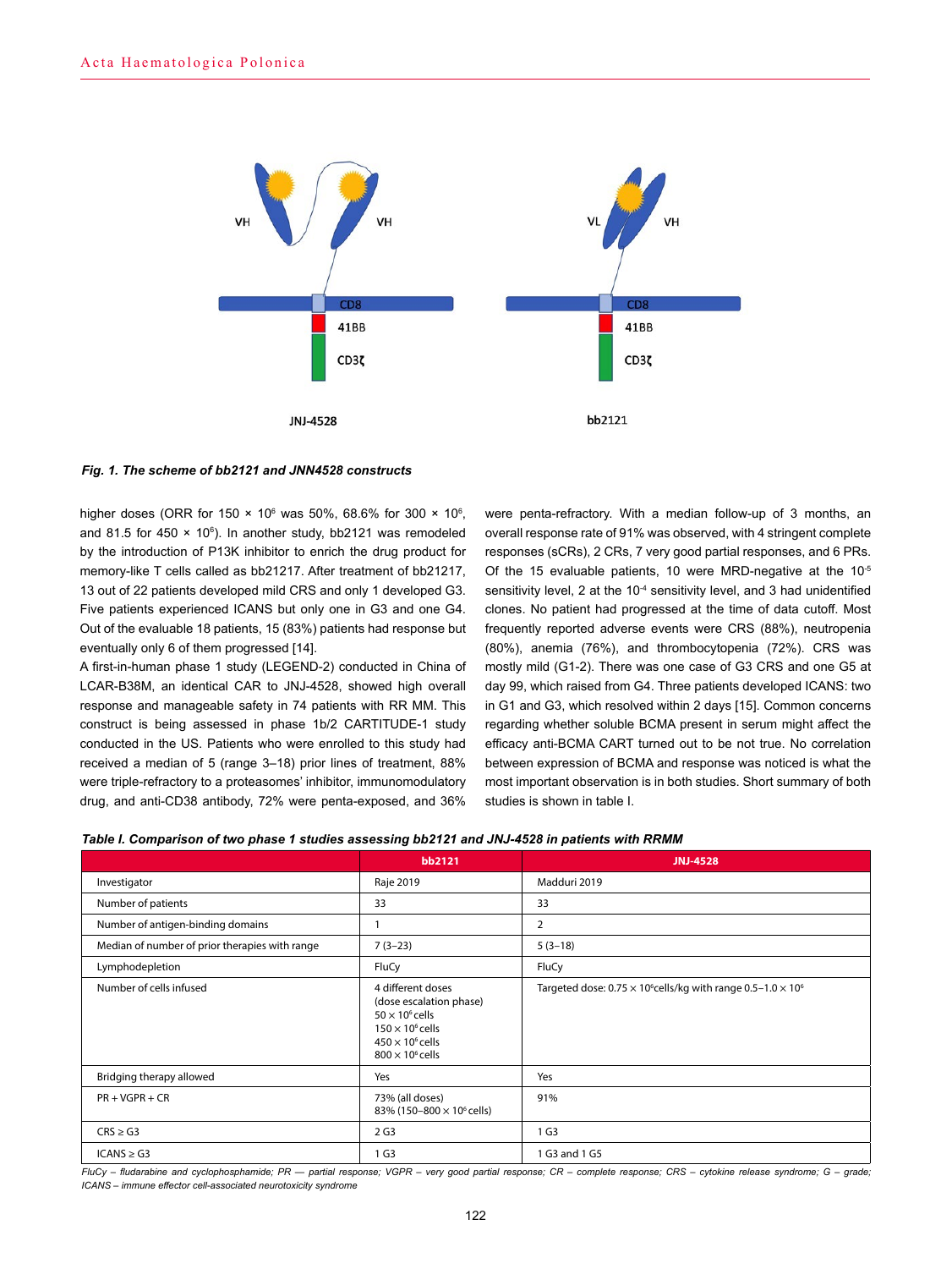*Fig. 1. The scheme of bb2121 and JNN4528 constructs*

higher doses (ORR for 150 × $10^6$ was 50%, 68.6% for 300 × $10^6$, and 81.5 for 450 × $10^6$). In another study, bb2121 was remodeled by the introduction of P13K inhibitor to enrich the drug product for memory-like T cells called as bb21217. After treatment of bb21217, 13 out of 22 patients developed mild CRS and only 1 developed G3. Five patients experienced ICANS but only one in G3 and one G4. Out of the evaluable 18 patients, 15 (83%) patients had response but eventually only 6 of them progressed [14].

A first-in-human phase 1 study (LEGEND-2) conducted in China of LCAR-B38M, an identical CAR to JNJ-4528, showed high overall response and manageable safety in 74 patients with RR MM. This construct is being assessed in phase 1b/2 CARTITUDE-1 study conducted in the US. Patients who were enrolled to this study had received a median of 5 (range 3–18) prior lines of treatment, 88% were triple-refractory to a proteasomes' inhibitor, immunomodulatory drug, and anti-CD38 antibody, 72% were penta-exposed, and 36% were penta-refractory. With a median follow-up of 3 months, an overall response rate of 91% was observed, with 4 stringent complete responses (sCRs), 2 CRs, 7 very good partial responses, and 6 PRs. Of the 15 evaluable patients, 10 were MRD-negative at the $10^{-5}$ sensitivity level, 2 at the $10^{-4}$ sensitivity level, and 3 had unidentified clones. No patient had progressed at the time of data cutoff. Most frequently reported adverse events were CRS (88%), neutropenia (80%), anemia (76%), and thrombocytopenia (72%). CRS was mostly mild (G1-2). There was one case of G3 CRS and one G5 at day 99, which raised from G4. Three patients developed ICANS: two in G1 and G3, which resolved within 2 days [15]. Common concerns regarding whether soluble BCMA present in serum might affect the efficacy anti-BCMA CART turned out to be not true. No correlation between expression of BCMA and response was noticed is what the most important observation is in both studies. Short summary of both studies is shown in table I.

***Table I. Comparison of two phase 1 studies assessing bb2121 and JNJ-4528 in patients with RRMM***

| | bb2121 | JNJ-4528 |
|---|---|---|
| Investigator | Raje 2019 | Madduri 2019 |
| Number of patients | 33 | 33 |
| Number of antigen-binding domains | 1 | 2 |
| Median of number of prior therapies with range | 7 (3–23) | 5 (3–18) |
| Lymphodepletion | FluCy | FluCy |
| Number of cells infused | 4 different doses (dose escalation phase) 50 × $10^6$ cells 150 × $10^6$ cells 450 × $10^6$ cells 800 × $10^6$ cells | Targeted dose: 0.75 × $10^6$cells/kg with range 0.5–1.0 × $10^6$ |
| Bridging therapy allowed | Yes | Yes |
| PR + VGPR + CR | 73% (all doses) 83% (150–800 × $10^6$ cells) | 91% |
| CRS ≥ G3 | 2 G3 | 1 G3 |
| ICANS ≥ G3 | 1 G3 | 1 G3 and 1 G5 |

*FluCy – fludarabine and cyclophosphamide; PR — partial response; VGPR – very good partial response; CR – complete response; CRS – cytokine release syndrome; G – grade; ICANS – immune effector cell-associated neurotoxicity syndrome*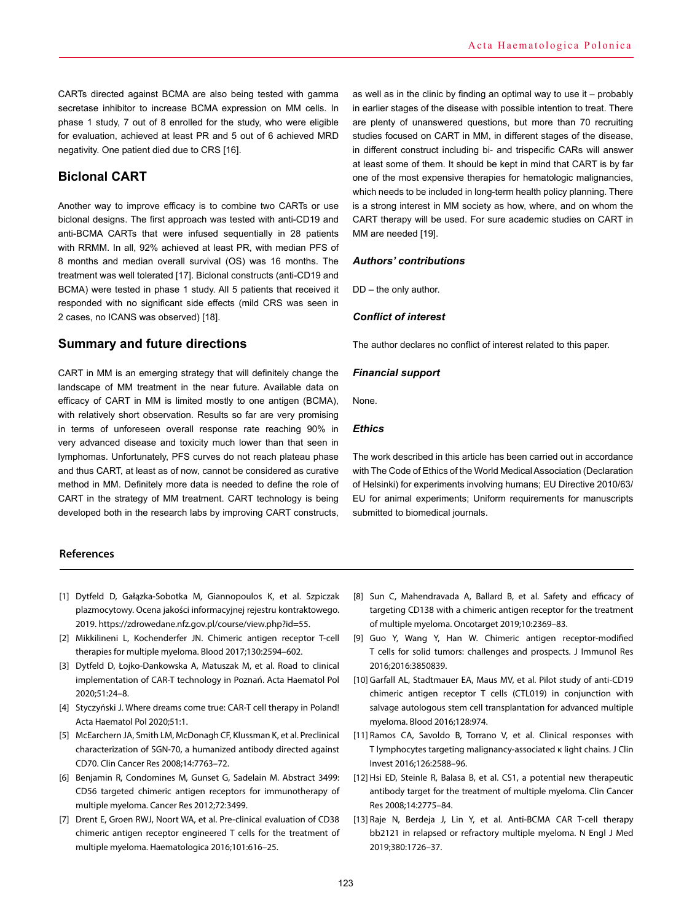CARTs directed against BCMA are also being tested with gamma secretase inhibitor to increase BCMA expression on MM cells. In phase 1 study, 7 out of 8 enrolled for the study, who were eligible for evaluation, achieved at least PR and 5 out of 6 achieved MRD negativity. One patient died due to CRS [16].

## Biclonal CART

Another way to improve efficacy is to combine two CARTs or use biclonal designs. The first approach was tested with anti-CD19 and anti-BCMA CARTs that were infused sequentially in 28 patients with RRMM. In all, 92% achieved at least PR, with median PFS of 8 months and median overall survival (OS) was 16 months. The treatment was well tolerated [17]. Biclonal constructs (anti-CD19 and BCMA) were tested in phase 1 study. All 5 patients that received it responded with no significant side effects (mild CRS was seen in 2 cases, no ICANS was observed) [18].

## Summary and future directions

CART in MM is an emerging strategy that will definitely change the landscape of MM treatment in the near future. Available data on efficacy of CART in MM is limited mostly to one antigen (BCMA), with relatively short observation. Results so far are very promising in terms of unforeseen overall response rate reaching 90% in very advanced disease and toxicity much lower than that seen in lymphomas. Unfortunately, PFS curves do not reach plateau phase and thus CART, at least as of now, cannot be considered as curative method in MM. Definitely more data is needed to define the role of CART in the strategy of MM treatment. CART technology is being developed both in the research labs by improving CART constructs, as well as in the clinic by finding an optimal way to use it – probably in earlier stages of the disease with possible intention to treat. There are plenty of unanswered questions, but more than 70 recruiting studies focused on CART in MM, in different stages of the disease, in different construct including bi- and trispecific CARs will answer at least some of them. It should be kept in mind that CART is by far one of the most expensive therapies for hematologic malignancies, which needs to be included in long-term health policy planning. There is a strong interest in MM society as how, where, and on whom the CART therapy will be used. For sure academic studies on CART in MM are needed [19].

### *Authors' contributions*

DD – the only author.

### *Conflict of interest*

The author declares no conflict of interest related to this paper.

### *Financial support*

None.

### *Ethics*

The work described in this article has been carried out in accordance with The Code of Ethics of the World Medical Association (Declaration of Helsinki) for experiments involving humans; EU Directive 2010/63/EU for animal experiments; Uniform requirements for manuscripts submitted to biomedical journals.

## References

[1] Dytfeld D, Gałązka-Sobotka M, Giannopoulos K, et al. Szpiczak plazmocytowy. Ocena jakości informacyjnej rejestru kontraktowego. 2019. https://zdrowedane.nfz.gov.pl/course/view.php?id=55.

[2] Mikkilineni L, Kochenderfer JN. Chimeric antigen receptor T-cell therapies for multiple myeloma. Blood 2017;130:2594–602.

[3] Dytfeld D, Łojko-Dankowska A, Matuszak M, et al. Road to clinical implementation of CAR-T technology in Poznań. Acta Haematol Pol 2020;51:24–8.

[4] Styczyński J. Where dreams come true: CAR-T cell therapy in Poland! Acta Haematol Pol 2020;51:1.

[5] McEarchern JA, Smith LM, McDonagh CF, Klussman K, et al. Preclinical characterization of SGN-70, a humanized antibody directed against CD70. Clin Cancer Res 2008;14:7763–72.

[6] Benjamin R, Condomines M, Gunset G, Sadelain M. Abstract 3499: CD56 targeted chimeric antigen receptors for immunotherapy of multiple myeloma. Cancer Res 2012;72:3499.

[7] Drent E, Groen RWJ, Noort WA, et al. Pre-clinical evaluation of CD38 chimeric antigen receptor engineered T cells for the treatment of multiple myeloma. Haematologica 2016;101:616–25.

[8] Sun C, Mahendravada A, Ballard B, et al. Safety and efficacy of targeting CD138 with a chimeric antigen receptor for the treatment of multiple myeloma. Oncotarget 2019;10:2369–83.

[9] Guo Y, Wang Y, Han W. Chimeric antigen receptor-modified T cells for solid tumors: challenges and prospects. J Immunol Res 2016;2016:3850839.

[10] Garfall AL, Stadtmauer EA, Maus MV, et al. Pilot study of anti-CD19 chimeric antigen receptor T cells (CTL019) in conjunction with salvage autologous stem cell transplantation for advanced multiple myeloma. Blood 2016;128:974.

[11] Ramos CA, Savoldo B, Torrano V, et al. Clinical responses with T lymphocytes targeting malignancy-associated κ light chains. J Clin Invest 2016;126:2588–96.

[12] Hsi ED, Steinle R, Balasa B, et al. CS1, a potential new therapeutic antibody target for the treatment of multiple myeloma. Clin Cancer Res 2008;14:2775–84.

[13] Raje N, Berdeja J, Lin Y, et al. Anti-BCMA CAR T-cell therapy bb2121 in relapsed or refractory multiple myeloma. N Engl J Med 2019;380:1726–37.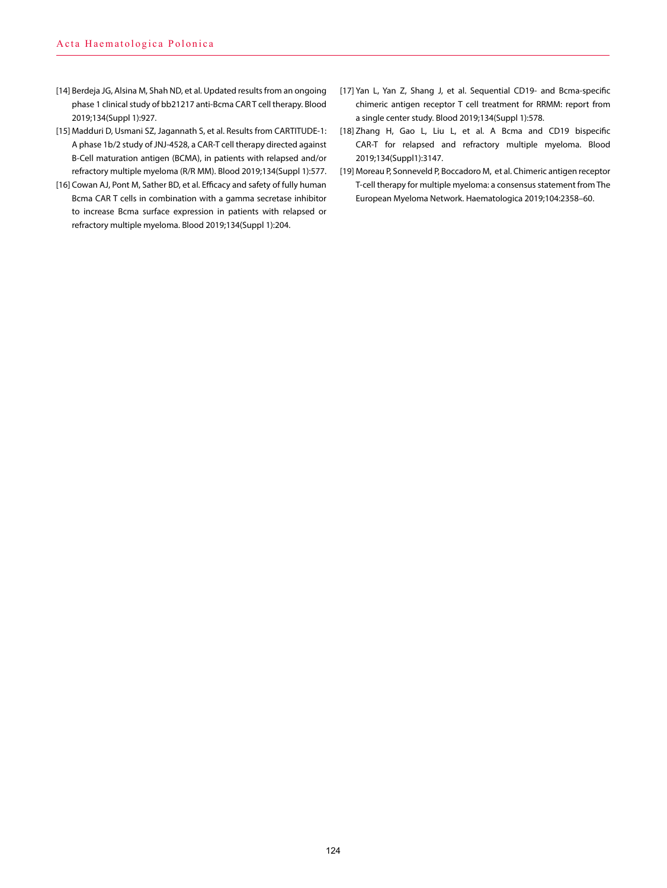[14] Berdeja JG, Alsina M, Shah ND, et al. Updated results from an ongoing phase 1 clinical study of bb21217 anti-Bcma CAR T cell therapy. Blood 2019;134(Suppl 1):927.

[15] Madduri D, Usmani SZ, Jagannath S, et al. Results from CARTITUDE-1: A phase 1b/2 study of JNJ-4528, a CAR-T cell therapy directed against B-Cell maturation antigen (BCMA), in patients with relapsed and/or refractory multiple myeloma (R/R MM). Blood 2019;134(Suppl 1):577.

[16] Cowan AJ, Pont M, Sather BD, et al. Efficacy and safety of fully human Bcma CAR T cells in combination with a gamma secretase inhibitor to increase Bcma surface expression in patients with relapsed or refractory multiple myeloma. Blood 2019;134(Suppl 1):204.

[17] Yan L, Yan Z, Shang J, et al. Sequential CD19- and Bcma-specific chimeric antigen receptor T cell treatment for RRMM: report from a single center study. Blood 2019;134(Suppl 1):578.

[18] Zhang H, Gao L, Liu L, et al. A Bcma and CD19 bispecific CAR-T for relapsed and refractory multiple myeloma. Blood 2019;134(Suppl1):3147.

[19] Moreau P, Sonneveld P, Boccadoro M, et al. Chimeric antigen receptor T-cell therapy for multiple myeloma: a consensus statement from The European Myeloma Network. Haematologica 2019;104:2358–60.